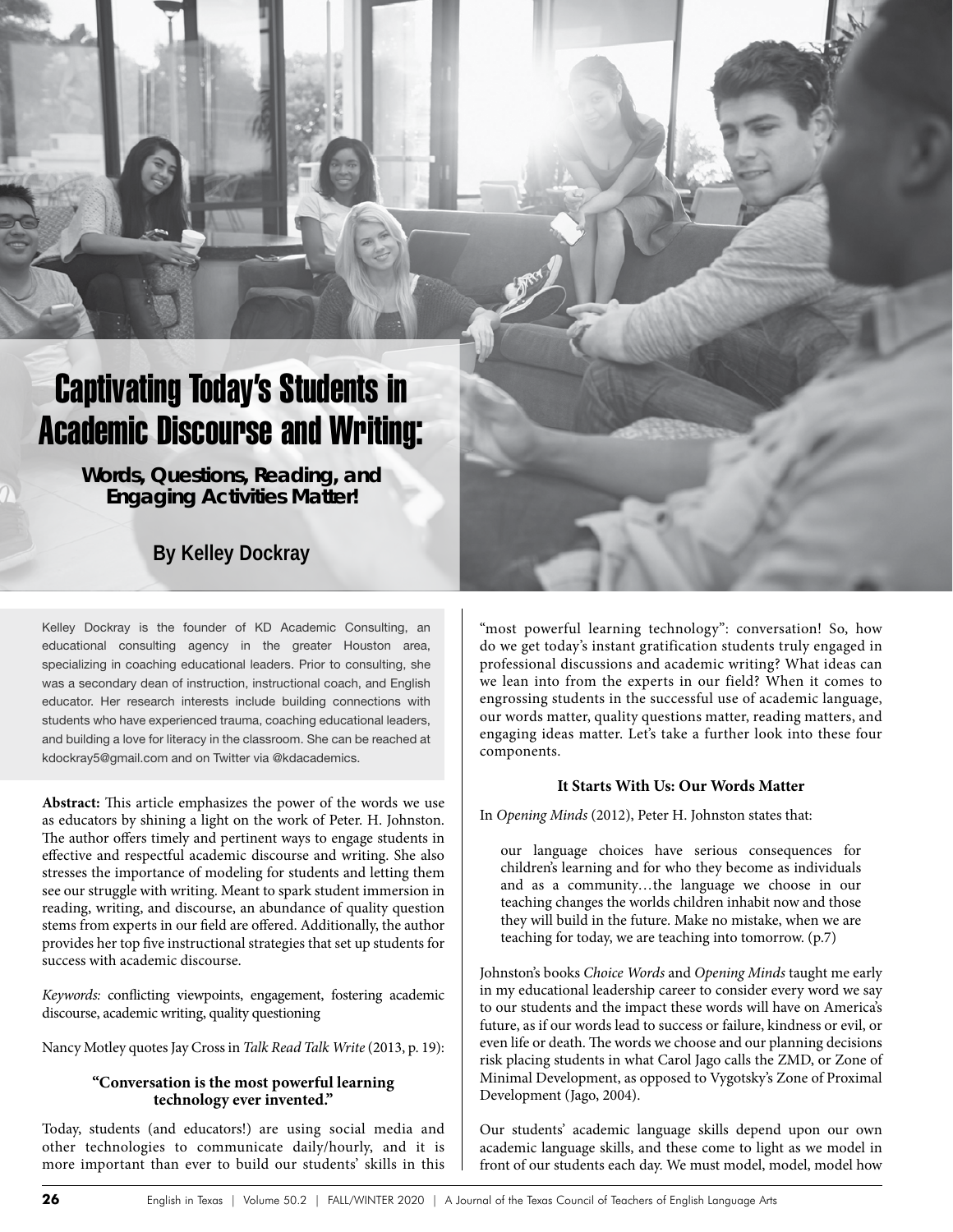# Captivating Today's Students in Academic Discourse and Writing:

## *Words, Questions, Reading, and Engaging Activities Matter!*

### By Kelley Dockray

Kelley Dockray is the founder of KD Academic Consulting, an educational consulting agency in the greater Houston area, specializing in coaching educational leaders. Prior to consulting, she was a secondary dean of instruction, instructional coach, and English educator. Her research interests include building connections with students who have experienced trauma, coaching educational leaders, and building a love for literacy in the classroom. She can be reached at kdockray5@gmail.com and on Twitter via @kdacademics.

**Abstract:** This article emphasizes the power of the words we use as educators by shining a light on the work of Peter. H. Johnston. The author offers timely and pertinent ways to engage students in effective and respectful academic discourse and writing. She also stresses the importance of modeling for students and letting them see our struggle with writing. Meant to spark student immersion in reading, writing, and discourse, an abundance of quality question stems from experts in our field are offered. Additionally, the author provides her top five instructional strategies that set up students for success with academic discourse.

*Keywords:* conflicting viewpoints, engagement, fostering academic discourse, academic writing, quality questioning

Nancy Motley quotes Jay Cross in *Talk Read Talk Write* (2013, p. 19):

**"Conversation is the most powerful learning technology ever invented."**

Today, students (and educators!) are using social media and other technologies to communicate daily/hourly, and it is more important than ever to build our students' skills in this "most powerful learning technology": conversation! So, how do we get today's instant gratification students truly engaged in professional discussions and academic writing? What ideas can we lean into from the experts in our field? When it comes to engrossing students in the successful use of academic language, our words matter, quality questions matter, reading matters, and engaging ideas matter. Let's take a further look into these four components.

### It Starts With Us: Our Words Matter

In *Opening Minds* (2012), Peter H. Johnston states that:

> our language choices have serious consequences for children's learning and for who they become as individuals and as a community…the language we choose in our teaching changes the worlds children inhabit now and those they will build in the future. Make no mistake, when we are teaching for today, we are teaching into tomorrow. (p.7)

Johnston's books *Choice Words* and *Opening Minds* taught me early in my educational leadership career to consider every word we say to our students and the impact these words will have on America's future, as if our words lead to success or failure, kindness or evil, or even life or death. The words we choose and our planning decisions risk placing students in what Carol Jago calls the ZMD, or Zone of Minimal Development, as opposed to Vygotsky's Zone of Proximal Development (Jago, 2004).

Our students' academic language skills depend upon our own academic language skills, and these come to light as we model in front of our students each day. We must model, model, model how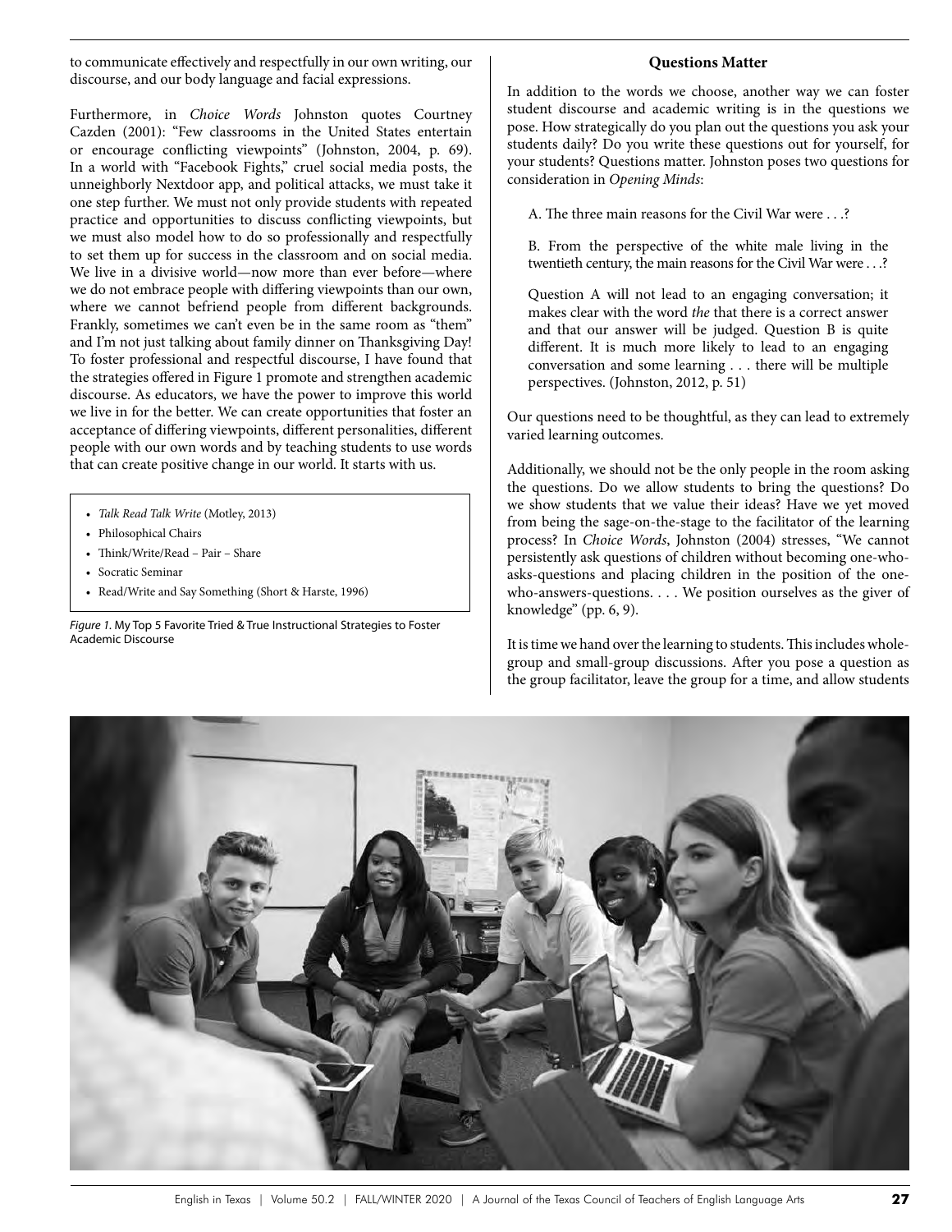to communicate effectively and respectfully in our own writing, our discourse, and our body language and facial expressions.

Furthermore, in *Choice Words* Johnston quotes Courtney Cazden (2001): "Few classrooms in the United States entertain or encourage conflicting viewpoints" (Johnston, 2004, p. 69). In a world with "Facebook Fights," cruel social media posts, the unneighborly Nextdoor app, and political attacks, we must take it one step further. We must not only provide students with repeated practice and opportunities to discuss conflicting viewpoints, but we must also model how to do so professionally and respectfully to set them up for success in the classroom and on social media. We live in a divisive world—now more than ever before—where we do not embrace people with differing viewpoints than our own, where we cannot befriend people from different backgrounds. Frankly, sometimes we can't even be in the same room as "them" and I'm not just talking about family dinner on Thanksgiving Day! To foster professional and respectful discourse, I have found that the strategies offered in Figure 1 promote and strengthen academic discourse. As educators, we have the power to improve this world we live in for the better. We can create opportunities that foster an acceptance of differing viewpoints, different personalities, different people with our own words and by teaching students to use words that can create positive change in our world. It starts with us.

- *Talk Read Talk Write* (Motley, 2013)
- Philosophical Chairs
- Think/Write/Read – Pair – Share
- Socratic Seminar
- Read/Write and Say Something (Short & Harste, 1996)

*Figure 1.* My Top 5 Favorite Tried & True Instructional Strategies to Foster Academic Discourse

## Questions Matter

In addition to the words we choose, another way we can foster student discourse and academic writing is in the questions we pose. How strategically do you plan out the questions you ask your students daily? Do you write these questions out for yourself, for your students? Questions matter. Johnston poses two questions for consideration in *Opening Minds*:

> A. The three main reasons for the Civil War were . . .?
>
> B. From the perspective of the white male living in the twentieth century, the main reasons for the Civil War were . . .?
>
> Question A will not lead to an engaging conversation; it makes clear with the word *the* that there is a correct answer and that our answer will be judged. Question B is quite different. It is much more likely to lead to an engaging conversation and some learning . . . there will be multiple perspectives. (Johnston, 2012, p. 51)

Our questions need to be thoughtful, as they can lead to extremely varied learning outcomes.

Additionally, we should not be the only people in the room asking the questions. Do we allow students to bring the questions? Do we show students that we value their ideas? Have we yet moved from being the sage-on-the-stage to the facilitator of the learning process? In *Choice Words*, Johnston (2004) stresses, "We cannot persistently ask questions of children without becoming one-who-asks-questions and placing children in the position of the one-who-answers-questions. . . . We position ourselves as the giver of knowledge" (pp. 6, 9).

It is time we hand over the learning to students. This includes whole-group and small-group discussions. After you pose a question as the group facilitator, leave the group for a time, and allow students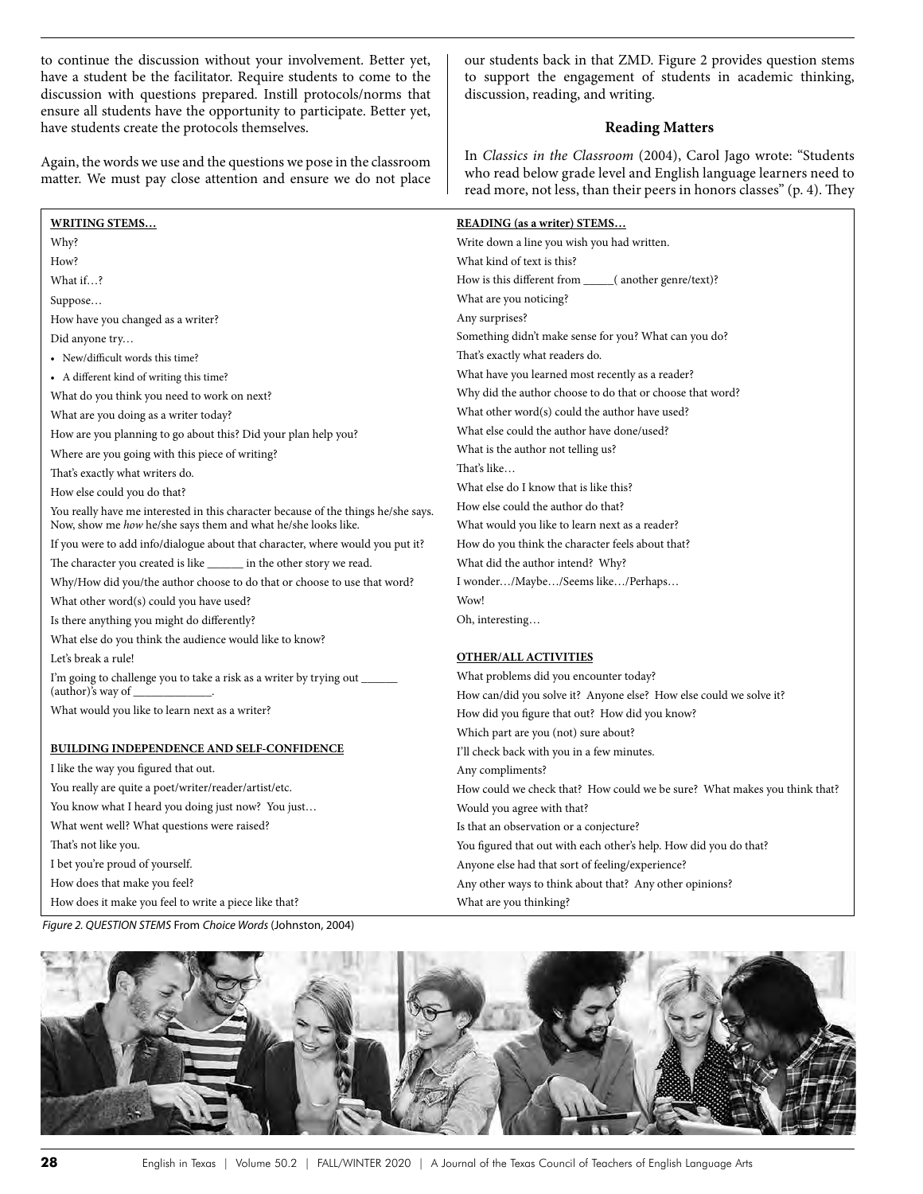to continue the discussion without your involvement. Better yet, have a student be the facilitator. Require students to come to the discussion with questions prepared. Instill protocols/norms that ensure all students have the opportunity to participate. Better yet, have students create the protocols themselves.

Again, the words we use and the questions we pose in the classroom matter. We must pay close attention and ensure we do not place our students back in that ZMD. Figure 2 provides question stems to support the engagement of students in academic thinking, discussion, reading, and writing.

**WRITING STEMS…**

Why?
How?
What if…?
Suppose…
How have you changed as a writer?
Did anyone try…
- New/difficult words this time?
- A different kind of writing this time?

What do you think you need to work on next?
What are you doing as a writer today?
How are you planning to go about this? Did your plan help you?
Where are you going with this piece of writing?
That's exactly what writers do.
How else could you do that?
You really have me interested in this character because of the things he/she says. Now, show me *how* he/she says them and what he/she looks like.
If you were to add info/dialogue about that character, where would you put it?
The character you created is like ______ in the other story we read.
Why/How did you/the author choose to do that or choose to use that word?
What other word(s) could you have used?
Is there anything you might do differently?
What else do you think the audience would like to know?
Let's break a rule!
I'm going to challenge you to take a risk as a writer by trying out ______ (author)'s way of _____________.
What would you like to learn next as a writer?

**BUILDING INDEPENDENCE AND SELF-CONFIDENCE**

I like the way you figured that out.
You really are quite a poet/writer/reader/artist/etc.
You know what I heard you doing just now? You just…
What went well? What questions were raised?
That's not like you.
I bet you're proud of yourself.
How does that make you feel?
How does it make you feel to write a piece like that?

**READING (as a writer) STEMS…**

Write down a line you wish you had written.
What kind of text is this?
How is this different from _____( another genre/text)?
What are you noticing?
Any surprises?
Something didn't make sense for you? What can you do?
That's exactly what readers do.
What have you learned most recently as a reader?
Why did the author choose to do that or choose that word?
What other word(s) could the author have used?
What else could the author have done/used?
What is the author not telling us?
That's like…
What else do I know that is like this?
How else could the author do that?
What would you like to learn next as a reader?
How do you think the character feels about that?
What did the author intend? Why?
I wonder…/Maybe…/Seems like…/Perhaps…
Wow!
Oh, interesting…

**OTHER/ALL ACTIVITIES**

What problems did you encounter today?
How can/did you solve it? Anyone else? How else could we solve it?
How did you figure that out? How did you know?
Which part are you (not) sure about?
I'll check back with you in a few minutes.
Any compliments?
How could we check that? How could we be sure? What makes you think that?
Would you agree with that?
Is that an observation or a conjecture?
You figured that out with each other's help. How did you do that?
Anyone else had that sort of feeling/experience?
Any other ways to think about that? Any other opinions?
What are you thinking?

*Figure 2. QUESTION STEMS* From *Choice Words* (Johnston, 2004)

### Reading Matters

In *Classics in the Classroom* (2004), Carol Jago wrote: "Students who read below grade level and English language learners need to read more, not less, than their peers in honors classes" (p. 4). They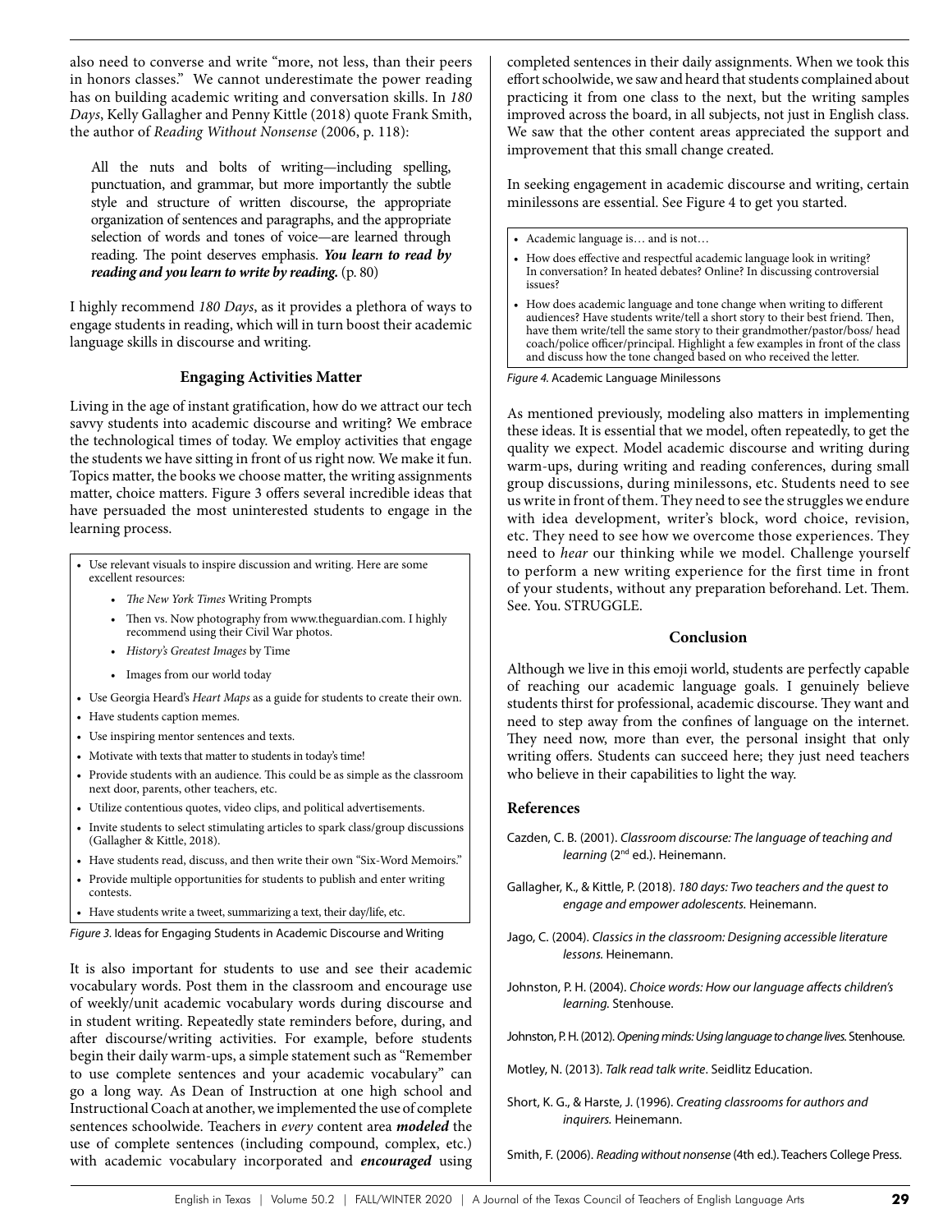also need to converse and write "more, not less, than their peers in honors classes." We cannot underestimate the power reading has on building academic writing and conversation skills. In *180 Days*, Kelly Gallagher and Penny Kittle (2018) quote Frank Smith, the author of *Reading Without Nonsense* (2006, p. 118):

> All the nuts and bolts of writing—including spelling, punctuation, and grammar, but more importantly the subtle style and structure of written discourse, the appropriate organization of sentences and paragraphs, and the appropriate selection of words and tones of voice—are learned through reading. The point deserves emphasis. ***You learn to read by reading and you learn to write by reading.*** (p. 80)

I highly recommend *180 Days*, as it provides a plethora of ways to engage students in reading, which will in turn boost their academic language skills in discourse and writing.

### Engaging Activities Matter

Living in the age of instant gratification, how do we attract our tech savvy students into academic discourse and writing? We embrace the technological times of today. We employ activities that engage the students we have sitting in front of us right now. We make it fun. Topics matter, the books we choose matter, the writing assignments matter, choice matters. Figure 3 offers several incredible ideas that have persuaded the most uninterested students to engage in the learning process.

- Use relevant visuals to inspire discussion and writing. Here are some excellent resources:
  - *The New York Times* Writing Prompts
  - Then vs. Now photography from www.theguardian.com. I highly recommend using their Civil War photos.
  - *History's Greatest Images* by Time
  - Images from our world today
- Use Georgia Heard's *Heart Maps* as a guide for students to create their own.
- Have students caption memes.
- Use inspiring mentor sentences and texts.
- Motivate with texts that matter to students in today's time!
- Provide students with an audience. This could be as simple as the classroom next door, parents, other teachers, etc.
- Utilize contentious quotes, video clips, and political advertisements.
- Invite students to select stimulating articles to spark class/group discussions (Gallagher & Kittle, 2018).
- Have students read, discuss, and then write their own "Six-Word Memoirs."
- Provide multiple opportunities for students to publish and enter writing contests.
- Have students write a tweet, summarizing a text, their day/life, etc.

*Figure 3.* Ideas for Engaging Students in Academic Discourse and Writing

It is also important for students to use and see their academic vocabulary words. Post them in the classroom and encourage use of weekly/unit academic vocabulary words during discourse and in student writing. Repeatedly state reminders before, during, and after discourse/writing activities. For example, before students begin their daily warm-ups, a simple statement such as "Remember to use complete sentences and your academic vocabulary" can go a long way. As Dean of Instruction at one high school and Instructional Coach at another, we implemented the use of complete sentences schoolwide. Teachers in *every* content area ***modeled*** the use of complete sentences (including compound, complex, etc.) with academic vocabulary incorporated and ***encouraged*** using completed sentences in their daily assignments. When we took this effort schoolwide, we saw and heard that students complained about practicing it from one class to the next, but the writing samples improved across the board, in all subjects, not just in English class. We saw that the other content areas appreciated the support and improvement that this small change created.

In seeking engagement in academic discourse and writing, certain minilessons are essential. See Figure 4 to get you started.

- Academic language is… and is not…
- How does effective and respectful academic language look in writing? In conversation? In heated debates? Online? In discussing controversial issues?
- How does academic language and tone change when writing to different audiences? Have students write/tell a short story to their best friend. Then, have them write/tell the same story to their grandmother/pastor/boss/ head coach/police officer/principal. Highlight a few examples in front of the class and discuss how the tone changed based on who received the letter.

*Figure 4.* Academic Language Minilessons

As mentioned previously, modeling also matters in implementing these ideas. It is essential that we model, often repeatedly, to get the quality we expect. Model academic discourse and writing during warm-ups, during writing and reading conferences, during small group discussions, during minilessons, etc. Students need to see us write in front of them. They need to see the struggles we endure with idea development, writer's block, word choice, revision, etc. They need to see how we overcome those experiences. They need to *hear* our thinking while we model. Challenge yourself to perform a new writing experience for the first time in front of your students, without any preparation beforehand. Let. Them. See. You. STRUGGLE.

### Conclusion

Although we live in this emoji world, students are perfectly capable of reaching our academic language goals. I genuinely believe students thirst for professional, academic discourse. They want and need to step away from the confines of language on the internet. They need now, more than ever, the personal insight that only writing offers. Students can succeed here; they just need teachers who believe in their capabilities to light the way.

### References

Cazden, C. B. (2001). *Classroom discourse: The language of teaching and learning* (2nd ed.). Heinemann.

Gallagher, K., & Kittle, P. (2018). *180 days: Two teachers and the quest to engage and empower adolescents.* Heinemann.

Jago, C. (2004). *Classics in the classroom: Designing accessible literature lessons.* Heinemann.

Johnston, P. H. (2004). *Choice words: How our language affects children's learning.* Stenhouse.

Johnston, P. H. (2012). *Opening minds: Using language to change lives.* Stenhouse.

Motley, N. (2013). *Talk read talk write*. Seidlitz Education.

Short, K. G., & Harste, J. (1996). *Creating classrooms for authors and inquirers.* Heinemann.

Smith, F. (2006). *Reading without nonsense* (4th ed.). Teachers College Press.